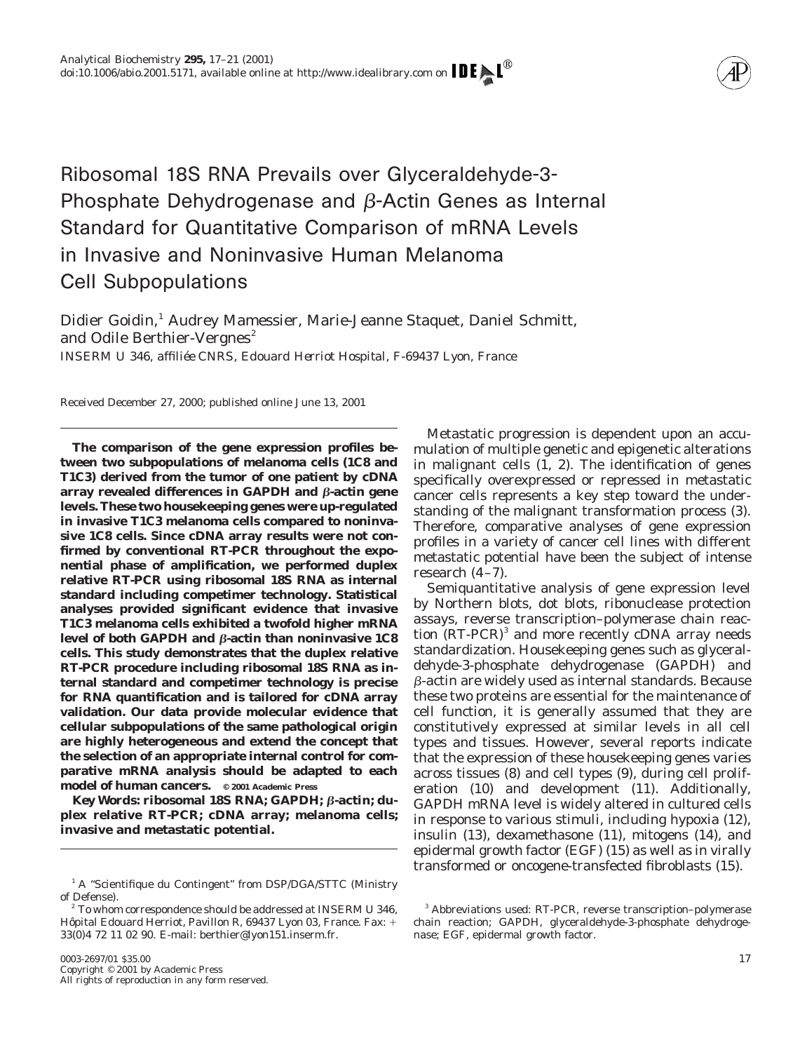# Ribosomal 18S RNA Prevails over Glyceraldehyde-3-Phosphate Dehydrogenase and β-Actin Genes as Internal Standard for Quantitative Comparison of mRNA Levels in Invasive and Noninvasive Human Melanoma Cell Subpopulations

Didier Goidin,[1] Audrey Mamessier, Marie-Jeanne Staquet, Daniel Schmitt, and Odile Berthier-Vergnes[2]

*INSERM U 346, affiliée CNRS, Edouard Herriot Hospital, F-69437 Lyon, France*

Received December 27, 2000; published online June 13, 2001

**The comparison of the gene expression profiles between two subpopulations of melanoma cells (1C8 and T1C3) derived from the tumor of one patient by cDNA array revealed differences in GAPDH and β-actin gene levels. These two housekeeping genes were up-regulated in invasive T1C3 melanoma cells compared to noninvasive 1C8 cells. Since cDNA array results were not confirmed by conventional RT-PCR throughout the exponential phase of amplification, we performed duplex relative RT-PCR using ribosomal 18S RNA as internal standard including competimer technology. Statistical analyses provided significant evidence that invasive T1C3 melanoma cells exhibited a twofold higher mRNA level of both GAPDH and β-actin than noninvasive 1C8 cells. This study demonstrates that the duplex relative RT-PCR procedure including ribosomal 18S RNA as internal standard and competimer technology is precise for RNA quantification and is tailored for cDNA array validation. Our data provide molecular evidence that cellular subpopulations of the same pathological origin are highly heterogeneous and extend the concept that the selection of an appropriate internal control for comparative mRNA analysis should be adapted to each model of human cancers.** © 2001 Academic Press

**Key Words: ribosomal 18S RNA; GAPDH; β-actin; duplex relative RT-PCR; cDNA array; melanoma cells; invasive and metastatic potential.**

Metastatic progression is dependent upon an accumulation of multiple genetic and epigenetic alterations in malignant cells (1, 2). The identification of genes specifically overexpressed or repressed in metastatic cancer cells represents a key step toward the understanding of the malignant transformation process (3). Therefore, comparative analyses of gene expression profiles in a variety of cancer cell lines with different metastatic potential have been the subject of intense research (4–7).

Semiquantitative analysis of gene expression level by Northern blots, dot blots, ribonuclease protection assays, reverse transcription–polymerase chain reaction (RT-PCR)[3] and more recently cDNA array needs standardization. Housekeeping genes such as glyceraldehyde-3-phosphate dehydrogenase (GAPDH) and β-actin are widely used as internal standards. Because these two proteins are essential for the maintenance of cell function, it is generally assumed that they are constitutively expressed at similar levels in all cell types and tissues. However, several reports indicate that the expression of these housekeeping genes varies across tissues (8) and cell types (9), during cell proliferation (10) and development (11). Additionally, GAPDH mRNA level is widely altered in cultured cells in response to various stimuli, including hypoxia (12), insulin (13), dexamethasone (11), mitogens (14), and epidermal growth factor (EGF) (15) as well as in virally transformed or oncogene-transfected fibroblasts (15).

[1] A "Scientifique du Contingent" from DSP/DGA/STTC (Ministry of Defense).

[2] To whom correspondence should be addressed at INSERM U 346, Hôpital Edouard Herriot, Pavillon R, 69437 Lyon 03, France. Fax: + 33(0)4 72 11 02 90. E-mail: berthier@lyon151.inserm.fr.

[3] Abbreviations used: RT-PCR, reverse transcription–polymerase chain reaction; GAPDH, glyceraldehyde-3-phosphate dehydrogenase; EGF, epidermal growth factor.

0003-2697/01 $35.00
Copyright © 2001 by Academic Press
All rights of reproduction in any form reserved.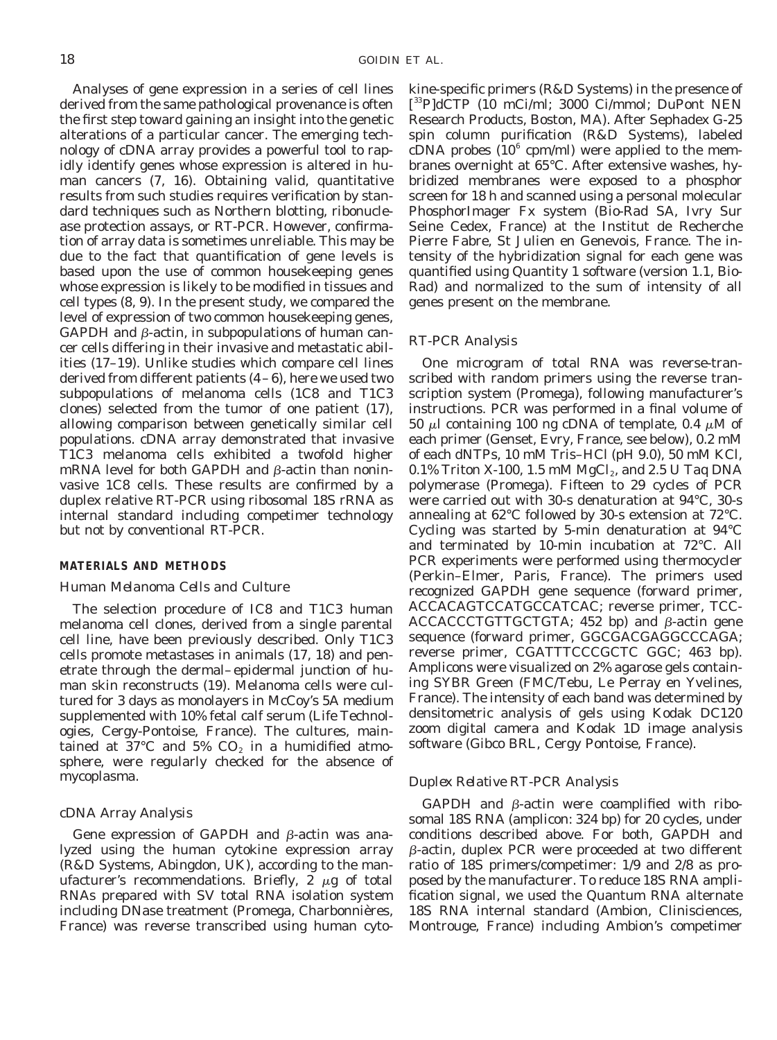Analyses of gene expression in a series of cell lines derived from the same pathological provenance is often the first step toward gaining an insight into the genetic alterations of a particular cancer. The emerging technology of cDNA array provides a powerful tool to rapidly identify genes whose expression is altered in human cancers (7, 16). Obtaining valid, quantitative results from such studies requires verification by standard techniques such as Northern blotting, ribonuclease protection assays, or RT-PCR. However, confirmation of array data is sometimes unreliable. This may be due to the fact that quantification of gene levels is based upon the use of common housekeeping genes whose expression is likely to be modified in tissues and cell types (8, 9). In the present study, we compared the level of expression of two common housekeeping genes, GAPDH and β-actin, in subpopulations of human cancer cells differing in their invasive and metastatic abilities (17–19). Unlike studies which compare cell lines derived from different patients (4–6), here we used two subpopulations of melanoma cells (1C8 and T1C3 clones) selected from the tumor of one patient (17), allowing comparison between genetically similar cell populations. cDNA array demonstrated that invasive T1C3 melanoma cells exhibited a twofold higher mRNA level for both GAPDH and β-actin than noninvasive 1C8 cells. These results are confirmed by a duplex relative RT-PCR using ribosomal 18S rRNA as internal standard including competimer technology but not by conventional RT-PCR.

## MATERIALS AND METHODS

### Human Melanoma Cells and Culture

The selection procedure of IC8 and T1C3 human melanoma cell clones, derived from a single parental cell line, have been previously described. Only T1C3 cells promote metastases in animals (17, 18) and penetrate through the dermal–epidermal junction of human skin reconstructs (19). Melanoma cells were cultured for 3 days as monolayers in McCoy's 5A medium supplemented with 10% fetal calf serum (Life Technologies, Cergy-Pontoise, France). The cultures, maintained at 37°C and 5% $CO_2$ in a humidified atmosphere, were regularly checked for the absence of mycoplasma.

### cDNA Array Analysis

Gene expression of GAPDH and β-actin was analyzed using the human cytokine expression array (R&D Systems, Abingdon, UK), according to the manufacturer's recommendations. Briefly, 2 μg of total RNAs prepared with SV total RNA isolation system including DNase treatment (Promega, Charbonnières, France) was reverse transcribed using human cytokine-specific primers (R&D Systems) in the presence of [$^{33}$P]dCTP (10 mCi/ml; 3000 Ci/mmol; DuPont NEN Research Products, Boston, MA). After Sephadex G-25 spin column purification (R&D Systems), labeled cDNA probes ($10^6$ cpm/ml) were applied to the membranes overnight at 65°C. After extensive washes, hybridized membranes were exposed to a phosphor screen for 18 h and scanned using a personal molecular PhosphorImager Fx system (Bio-Rad SA, Ivry Sur Seine Cedex, France) at the Institut de Recherche Pierre Fabre, St Julien en Genevois, France. The intensity of the hybridization signal for each gene was quantified using Quantity 1 software (version 1.1, Bio-Rad) and normalized to the sum of intensity of all genes present on the membrane.

### RT-PCR Analysis

One microgram of total RNA was reverse-transcribed with random primers using the reverse transcription system (Promega), following manufacturer's instructions. PCR was performed in a final volume of 50 μl containing 100 ng cDNA of template, 0.4 μM of each primer (Genset, Evry, France, see below), 0.2 mM of each dNTPs, 10 mM Tris–HCl (pH 9.0), 50 mM KCl, 0.1% Triton X-100, 1.5 mM $MgCl_2$, and 2.5 U *Taq* DNA polymerase (Promega). Fifteen to 29 cycles of PCR were carried out with 30-s denaturation at 94°C, 30-s annealing at 62°C followed by 30-s extension at 72°C. Cycling was started by 5-min denaturation at 94°C and terminated by 10-min incubation at 72°C. All PCR experiments were performed using thermocycler (Perkin–Elmer, Paris, France). The primers used recognized GAPDH gene sequence (forward primer, ACCACAGTCCATGCCATCAC; reverse primer, TCCACCACCCTGTTGCTGTA; 452 bp) and β-actin gene sequence (forward primer, GGCGACGAGGCCCAGA; reverse primer, CGATTTCCCGCTC GGC; 463 bp). Amplicons were visualized on 2% agarose gels containing SYBR Green (FMC/Tebu, Le Perray en Yvelines, France). The intensity of each band was determined by densitometric analysis of gels using Kodak DC120 zoom digital camera and Kodak 1D image analysis software (Gibco BRL, Cergy Pontoise, France).

### Duplex Relative RT-PCR Analysis

GAPDH and β-actin were coamplified with ribosomal 18S RNA (amplicon: 324 bp) for 20 cycles, under conditions described above. For both, GAPDH and β-actin, duplex PCR were proceeded at two different ratio of 18S primers/competimer: 1/9 and 2/8 as proposed by the manufacturer. To reduce 18S RNA amplification signal, we used the Quantum RNA alternate 18S RNA internal standard (Ambion, Clinisciences, Montrouge, France) including Ambion's competimer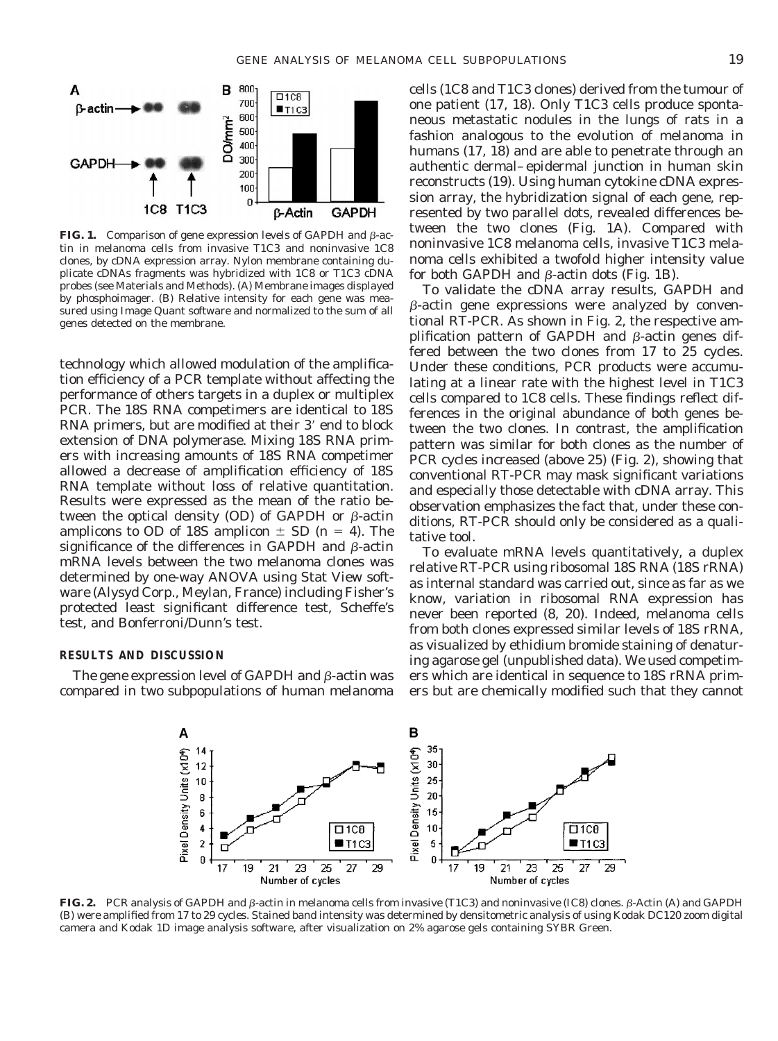**FIG. 1.** Comparison of gene expression levels of GAPDH and β-actin in melanoma cells from invasive T1C3 and noninvasive 1C8 clones, by cDNA expression array. Nylon membrane containing duplicate cDNAs fragments was hybridized with 1C8 or T1C3 cDNA probes (see Materials and Methods). (A) Membrane images displayed by phosphoimager. (B) Relative intensity for each gene was measured using Image Quant software and normalized to the sum of all genes detected on the membrane.

technology which allowed modulation of the amplification efficiency of a PCR template without affecting the performance of others targets in a duplex or multiplex PCR. The 18S RNA competimers are identical to 18S RNA primers, but are modified at their 3′ end to block extension of DNA polymerase. Mixing 18S RNA primers with increasing amounts of 18S RNA competimer allowed a decrease of amplification efficiency of 18S RNA template without loss of relative quantitation. Results were expressed as the mean of the ratio between the optical density (OD) of GAPDH or β-actin amplicons to OD of 18S amplicon ± SD ($n = 4$). The significance of the differences in GAPDH and β-actin mRNA levels between the two melanoma clones was determined by one-way ANOVA using Stat View software (Alysyd Corp., Meylan, France) including Fisher's protected least significant difference test, Scheffe's test, and Bonferroni/Dunn's test.

## RESULTS AND DISCUSSION

The gene expression level of GAPDH and β-actin was compared in two subpopulations of human melanoma cells (1C8 and T1C3 clones) derived from the tumour of one patient (17, 18). Only T1C3 cells produce spontaneous metastatic nodules in the lungs of rats in a fashion analogous to the evolution of melanoma in humans (17, 18) and are able to penetrate through an authentic dermal–epidermal junction in human skin reconstructs (19). Using human cytokine cDNA expression array, the hybridization signal of each gene, represented by two parallel dots, revealed differences between the two clones (Fig. 1A). Compared with noninvasive 1C8 melanoma cells, invasive T1C3 melanoma cells exhibited a twofold higher intensity value for both GAPDH and β-actin dots (Fig. 1B).

To validate the cDNA array results, GAPDH and β-actin gene expressions were analyzed by conventional RT-PCR. As shown in Fig. 2, the respective amplification pattern of GAPDH and β-actin genes differed between the two clones from 17 to 25 cycles. Under these conditions, PCR products were accumulating at a linear rate with the highest level in T1C3 cells compared to 1C8 cells. These findings reflect differences in the original abundance of both genes between the two clones. In contrast, the amplification pattern was similar for both clones as the number of PCR cycles increased (above 25) (Fig. 2), showing that conventional RT-PCR may mask significant variations and especially those detectable with cDNA array. This observation emphasizes the fact that, under these conditions, RT-PCR should only be considered as a qualitative tool.

To evaluate mRNA levels quantitatively, a duplex relative RT-PCR using ribosomal 18S RNA (18S rRNA) as internal standard was carried out, since as far as we know, variation in ribosomal RNA expression has never been reported (8, 20). Indeed, melanoma cells from both clones expressed similar levels of 18S rRNA, as visualized by ethidium bromide staining of denaturing agarose gel (unpublished data). We used competimers which are identical in sequence to 18S rRNA primers but are chemically modified such that they cannot

**FIG. 2.** PCR analysis of GAPDH and β-actin in melanoma cells from invasive (T1C3) and noninvasive (IC8) clones. β-Actin (A) and GAPDH (B) were amplified from 17 to 29 cycles. Stained band intensity was determined by densitometric analysis of using Kodak DC120 zoom digital camera and Kodak 1D image analysis software, after visualization on 2% agarose gels containing SYBR Green.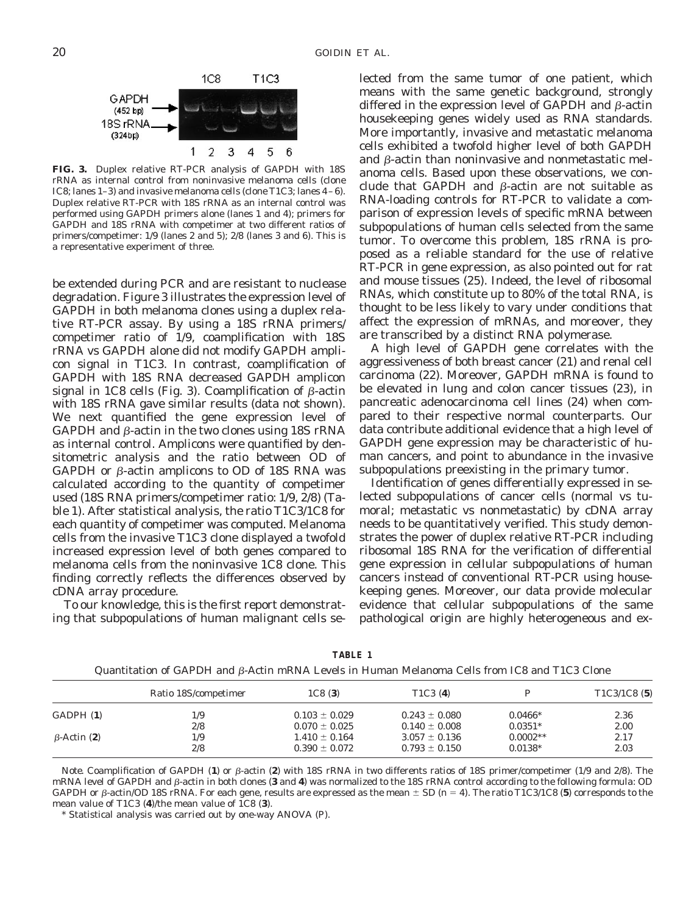**FIG. 3.** Duplex relative RT-PCR analysis of GAPDH with 18S rRNA as internal control from noninvasive melanoma cells (clone IC8; lanes 1–3) and invasive melanoma cells (clone T1C3; lanes 4–6). Duplex relative RT-PCR with 18S rRNA as an internal control was performed using GAPDH primers alone (lanes 1 and 4); primers for GAPDH and 18S rRNA with competimer at two different ratios of primers/competimer: 1/9 (lanes 2 and 5); 2/8 (lanes 3 and 6). This is a representative experiment of three.

be extended during PCR and are resistant to nuclease degradation. Figure 3 illustrates the expression level of GAPDH in both melanoma clones using a duplex relative RT-PCR assay. By using a 18S rRNA primers/competimer ratio of 1/9, coamplification with 18S rRNA vs GAPDH alone did not modify GAPDH amplicon signal in T1C3. In contrast, coamplification of GAPDH with 18S RNA decreased GAPDH amplicon signal in 1C8 cells (Fig. 3). Coamplification of β-actin with 18S rRNA gave similar results (data not shown). We next quantified the gene expression level of GAPDH and β-actin in the two clones using 18S rRNA as internal control. Amplicons were quantified by densitometric analysis and the ratio between OD of GAPDH or β-actin amplicons to OD of 18S RNA was calculated according to the quantity of competimer used (18S RNA primers/competimer ratio: 1/9, 2/8) (Table 1). After statistical analysis, the ratio T1C3/1C8 for each quantity of competimer was computed. Melanoma cells from the invasive T1C3 clone displayed a twofold increased expression level of both genes compared to melanoma cells from the noninvasive 1C8 clone. This finding correctly reflects the differences observed by cDNA array procedure.

To our knowledge, this is the first report demonstrating that subpopulations of human malignant cells selected from the same tumor of one patient, which means with the same genetic background, strongly differed in the expression level of GAPDH and β-actin housekeeping genes widely used as RNA standards. More importantly, invasive and metastatic melanoma cells exhibited a twofold higher level of both GAPDH and β-actin than noninvasive and nonmetastatic melanoma cells. Based upon these observations, we conclude that GAPDH and β-actin are not suitable as RNA-loading controls for RT-PCR to validate a comparison of expression levels of specific mRNA between subpopulations of human cells selected from the same tumor. To overcome this problem, 18S rRNA is proposed as a reliable standard for the use of relative RT-PCR in gene expression, as also pointed out for rat and mouse tissues (25). Indeed, the level of ribosomal RNAs, which constitute up to 80% of the total RNA, is thought to be less likely to vary under conditions that affect the expression of mRNAs, and moreover, they are transcribed by a distinct RNA polymerase.

A high level of GAPDH gene correlates with the aggressiveness of both breast cancer (21) and renal cell carcinoma (22). Moreover, GAPDH mRNA is found to be elevated in lung and colon cancer tissues (23), in pancreatic adenocarcinoma cell lines (24) when compared to their respective normal counterparts. Our data contribute additional evidence that a high level of GAPDH gene expression may be characteristic of human cancers, and point to abundance in the invasive subpopulations preexisting in the primary tumor.

Identification of genes differentially expressed in selected subpopulations of cancer cells (normal vs tumoral; metastatic vs nonmetastatic) by cDNA array needs to be quantitatively verified. This study demonstrates the power of duplex relative RT-PCR including ribosomal 18S RNA for the verification of differential gene expression in cellular subpopulations of human cancers instead of conventional RT-PCR using housekeeping genes. Moreover, our data provide molecular evidence that cellular subpopulations of the same pathological origin are highly heterogeneous and ex-

**TABLE 1**

Quantitation of GAPDH and β-Actin mRNA Levels in Human Melanoma Cells from IC8 and T1C3 Clone

| | Ratio 18S/competimer | 1C8 (**3**) | T1C3 (**4**) | P | T1C3/1C8 (**5**) |
|---|---|---|---|---|---|
| GADPH (**1**) | 1/9 | 0.103 ± 0.029 | 0.243 ± 0.080 | 0.0466* | 2.36 |
| | 2/8 | 0.070 ± 0.025 | 0.140 ± 0.008 | 0.0351* | 2.00 |
| β-Actin (**2**) | 1/9 | 1.410 ± 0.164 | 3.057 ± 0.136 | 0.0002** | 2.17 |
| | 2/8 | 0.390 ± 0.072 | 0.793 ± 0.150 | 0.0138* | 2.03 |

*Note.* Coamplification of GAPDH (**1**) or β-actin (**2**) with 18S rRNA in two differents ratios of 18S primer/competimer (1/9 and 2/8). The mRNA level of GAPDH and β-actin in both clones (**3** and **4**) was normalized to the 18S rRNA control according to the following formula: OD GAPDH or β-actin/OD 18S rRNA. For each gene, results are expressed as the mean ± SD ($n = 4$). The ratio T1C3/1C8 (**5**) corresponds to the mean value of T1C3 (**4**)/the mean value of 1C8 (**3**).

* Statistical analysis was carried out by one-way ANOVA (P).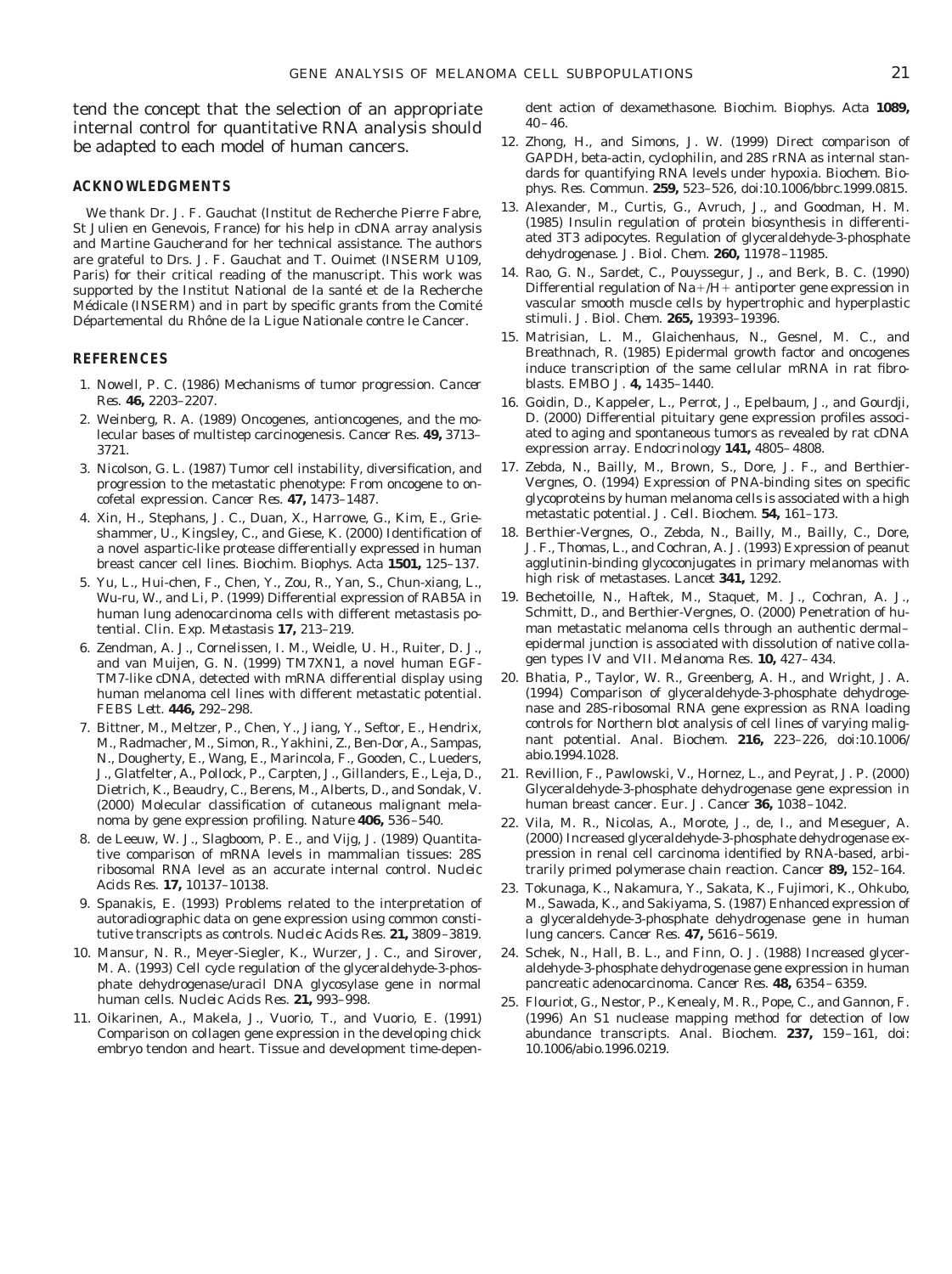tend the concept that the selection of an appropriate internal control for quantitative RNA analysis should be adapted to each model of human cancers.

## ACKNOWLEDGMENTS

We thank Dr. J. F. Gauchat (Institut de Recherche Pierre Fabre, St Julien en Genevois, France) for his help in cDNA array analysis and Martine Gaucherand for her technical assistance. The authors are grateful to Drs. J. F. Gauchat and T. Ouimet (INSERM U109, Paris) for their critical reading of the manuscript. This work was supported by the Institut National de la santé et de la Recherche Médicale (INSERM) and in part by specific grants from the Comité Départemental du Rhône de la Ligue Nationale contre le Cancer.

## REFERENCES

1. Nowell, P. C. (1986) Mechanisms of tumor progression. *Cancer Res.* **46,** 2203–2207.
2. Weinberg, R. A. (1989) Oncogenes, antioncogenes, and the molecular bases of multistep carcinogenesis. *Cancer Res.* **49,** 3713–3721.
3. Nicolson, G. L. (1987) Tumor cell instability, diversification, and progression to the metastatic phenotype: From oncogene to oncofetal expression. *Cancer Res.* **47,** 1473–1487.
4. Xin, H., Stephans, J. C., Duan, X., Harrowe, G., Kim, E., Grieshammer, U., Kingsley, C., and Giese, K. (2000) Identification of a novel aspartic-like protease differentially expressed in human breast cancer cell lines. *Biochim. Biophys. Acta* **1501,** 125–137.
5. Yu, L., Hui-chen, F., Chen, Y., Zou, R., Yan, S., Chun-xiang, L., Wu-ru, W., and Li, P. (1999) Differential expression of RAB5A in human lung adenocarcinoma cells with different metastasis potential. *Clin. Exp. Metastasis* **17,** 213–219.
6. Zendman, A. J., Cornelissen, I. M., Weidle, U. H., Ruiter, D. J., and van Muijen, G. N. (1999) TM7XN1, a novel human EGF-TM7-like cDNA, detected with mRNA differential display using human melanoma cell lines with different metastatic potential. *FEBS Lett.* **446,** 292–298.
7. Bittner, M., Meltzer, P., Chen, Y., Jiang, Y., Seftor, E., Hendrix, M., Radmacher, M., Simon, R., Yakhini, Z., Ben-Dor, A., Sampas, N., Dougherty, E., Wang, E., Marincola, F., Gooden, C., Lueders, J., Glatfelter, A., Pollock, P., Carpten, J., Gillanders, E., Leja, D., Dietrich, K., Beaudry, C., Berens, M., Alberts, D., and Sondak, V. (2000) Molecular classification of cutaneous malignant melanoma by gene expression profiling. *Nature* **406,** 536–540.
8. de Leeuw, W. J., Slagboom, P. E., and Vijg, J. (1989) Quantitative comparison of mRNA levels in mammalian tissues: 28S ribosomal RNA level as an accurate internal control. *Nucleic Acids Res.* **17,** 10137–10138.
9. Spanakis, E. (1993) Problems related to the interpretation of autoradiographic data on gene expression using common constitutive transcripts as controls. *Nucleic Acids Res.* **21,** 3809–3819.
10. Mansur, N. R., Meyer-Siegler, K., Wurzer, J. C., and Sirover, M. A. (1993) Cell cycle regulation of the glyceraldehyde-3-phosphate dehydrogenase/uracil DNA glycosylase gene in normal human cells. *Nucleic Acids Res.* **21,** 993–998.
11. Oikarinen, A., Makela, J., Vuorio, T., and Vuorio, E. (1991) Comparison on collagen gene expression in the developing chick embryo tendon and heart. Tissue and development time-dependent action of dexamethasone. *Biochim. Biophys. Acta* **1089,** 40–46.
12. Zhong, H., and Simons, J. W. (1999) Direct comparison of GAPDH, beta-actin, cyclophilin, and 28S rRNA as internal standards for quantifying RNA levels under hypoxia. *Biochem. Biophys. Res. Commun.* **259,** 523–526, doi:10.1006/bbrc.1999.0815.
13. Alexander, M., Curtis, G., Avruch, J., and Goodman, H. M. (1985) Insulin regulation of protein biosynthesis in differentiated 3T3 adipocytes. Regulation of glyceraldehyde-3-phosphate dehydrogenase. *J. Biol. Chem.* **260,** 11978–11985.
14. Rao, G. N., Sardet, C., Pouyssegur, J., and Berk, B. C. (1990) Differential regulation of Na+/H+ antiporter gene expression in vascular smooth muscle cells by hypertrophic and hyperplastic stimuli. *J. Biol. Chem.* **265,** 19393–19396.
15. Matrisian, L. M., Glaichenhaus, N., Gesnel, M. C., and Breathnach, R. (1985) Epidermal growth factor and oncogenes induce transcription of the same cellular mRNA in rat fibroblasts. *EMBO J.* **4,** 1435–1440.
16. Goidin, D., Kappeler, L., Perrot, J., Epelbaum, J., and Gourdji, D. (2000) Differential pituitary gene expression profiles associated to aging and spontaneous tumors as revealed by rat cDNA expression array. *Endocrinology* **141,** 4805–4808.
17. Zebda, N., Bailly, M., Brown, S., Dore, J. F., and Berthier-Vergnes, O. (1994) Expression of PNA-binding sites on specific glycoproteins by human melanoma cells is associated with a high metastatic potential. *J. Cell. Biochem.* **54,** 161–173.
18. Berthier-Vergnes, O., Zebda, N., Bailly, M., Bailly, C., Dore, J. F., Thomas, L., and Cochran, A. J. (1993) Expression of peanut agglutinin-binding glycoconjugates in primary melanomas with high risk of metastases. *Lancet* **341,** 1292.
19. Bechetoille, N., Haftek, M., Staquet, M. J., Cochran, A. J., Schmitt, D., and Berthier-Vergnes, O. (2000) Penetration of human metastatic melanoma cells through an authentic dermal–epidermal junction is associated with dissolution of native collagen types IV and VII. *Melanoma Res.* **10,** 427–434.
20. Bhatia, P., Taylor, W. R., Greenberg, A. H., and Wright, J. A. (1994) Comparison of glyceraldehyde-3-phosphate dehydrogenase and 28S-ribosomal RNA gene expression as RNA loading controls for Northern blot analysis of cell lines of varying malignant potential. *Anal. Biochem.* **216,** 223–226, doi:10.1006/abio.1994.1028.
21. Revillion, F., Pawlowski, V., Hornez, L., and Peyrat, J. P. (2000) Glyceraldehyde-3-phosphate dehydrogenase gene expression in human breast cancer. *Eur. J. Cancer* **36,** 1038–1042.
22. Vila, M. R., Nicolas, A., Morote, J., de, I., and Meseguer, A. (2000) Increased glyceraldehyde-3-phosphate dehydrogenase expression in renal cell carcinoma identified by RNA-based, arbitrarily primed polymerase chain reaction. *Cancer* **89,** 152–164.
23. Tokunaga, K., Nakamura, Y., Sakata, K., Fujimori, K., Ohkubo, M., Sawada, K., and Sakiyama, S. (1987) Enhanced expression of a glyceraldehyde-3-phosphate dehydrogenase gene in human lung cancers. *Cancer Res.* **47,** 5616–5619.
24. Schek, N., Hall, B. L., and Finn, O. J. (1988) Increased glyceraldehyde-3-phosphate dehydrogenase gene expression in human pancreatic adenocarcinoma. *Cancer Res.* **48,** 6354–6359.
25. Flouriot, G., Nestor, P., Kenealy, M. R., Pope, C., and Gannon, F. (1996) An S1 nuclease mapping method for detection of low abundance transcripts. *Anal. Biochem.* **237,** 159–161, doi: 10.1006/abio.1996.0219.